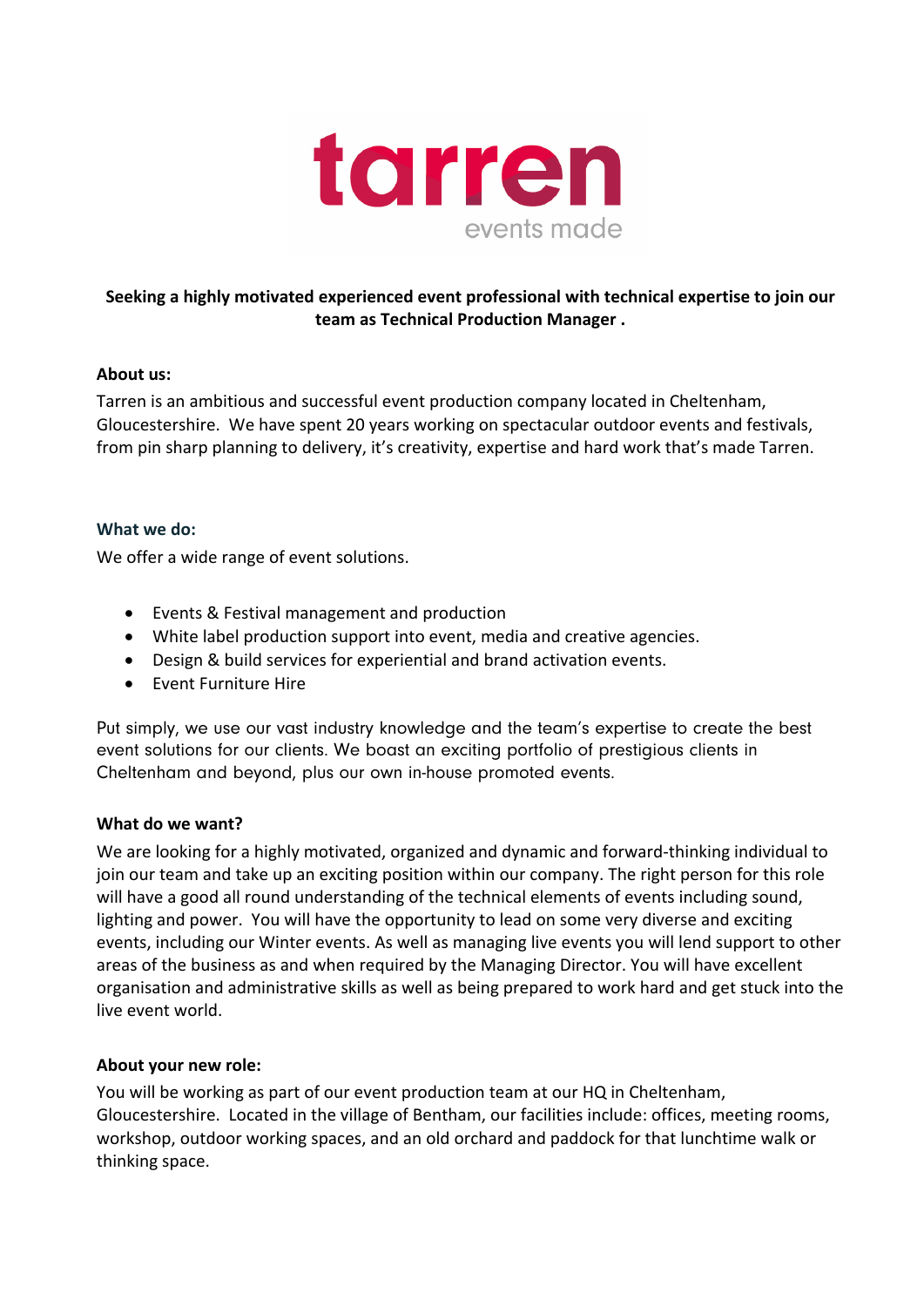tarren
events made

**Seeking a highly motivated experienced event professional with technical expertise to join our team as Technical Production Manager .**

**About us:**

Tarren is an ambitious and successful event production company located in Cheltenham, Gloucestershire. We have spent 20 years working on spectacular outdoor events and festivals, from pin sharp planning to delivery, it's creativity, expertise and hard work that's made Tarren.

**What we do:**

We offer a wide range of event solutions.

- Events & Festival management and production
- White label production support into event, media and creative agencies.
- Design & build services for experiential and brand activation events.
- Event Furniture Hire

Put simply, we use our vast industry knowledge and the team's expertise to create the best event solutions for our clients. We boast an exciting portfolio of prestigious clients in Cheltenham and beyond, plus our own in-house promoted events.

**What do we want?**

We are looking for a highly motivated, organized and dynamic and forward-thinking individual to join our team and take up an exciting position within our company. The right person for this role will have a good all round understanding of the technical elements of events including sound, lighting and power. You will have the opportunity to lead on some very diverse and exciting events, including our Winter events. As well as managing live events you will lend support to other areas of the business as and when required by the Managing Director. You will have excellent organisation and administrative skills as well as being prepared to work hard and get stuck into the live event world.

**About your new role:**

You will be working as part of our event production team at our HQ in Cheltenham, Gloucestershire. Located in the village of Bentham, our facilities include: offices, meeting rooms, workshop, outdoor working spaces, and an old orchard and paddock for that lunchtime walk or thinking space.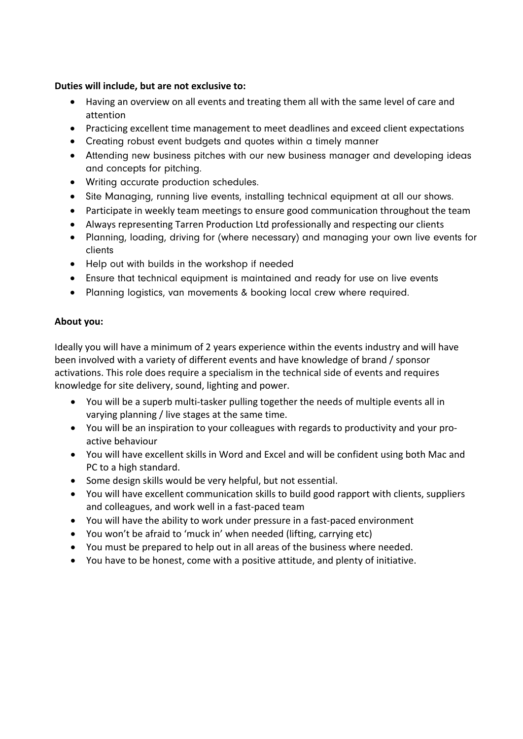**Duties will include, but are not exclusive to:**

- Having an overview on all events and treating them all with the same level of care and attention
- Practicing excellent time management to meet deadlines and exceed client expectations
- Creating robust event budgets and quotes within a timely manner
- Attending new business pitches with our new business manager and developing ideas and concepts for pitching.
- Writing accurate production schedules.
- Site Managing, running live events, installing technical equipment at all our shows.
- Participate in weekly team meetings to ensure good communication throughout the team
- Always representing Tarren Production Ltd professionally and respecting our clients
- Planning, loading, driving for (where necessary) and managing your own live events for clients
- Help out with builds in the workshop if needed
- Ensure that technical equipment is maintained and ready for use on live events
- Planning logistics, van movements & booking local crew where required.

**About you:**

Ideally you will have a minimum of 2 years experience within the events industry and will have been involved with a variety of different events and have knowledge of brand / sponsor activations. This role does require a specialism in the technical side of events and requires knowledge for site delivery, sound, lighting and power.

- You will be a superb multi-tasker pulling together the needs of multiple events all in varying planning / live stages at the same time.
- You will be an inspiration to your colleagues with regards to productivity and your pro-active behaviour
- You will have excellent skills in Word and Excel and will be confident using both Mac and PC to a high standard.
- Some design skills would be very helpful, but not essential.
- You will have excellent communication skills to build good rapport with clients, suppliers and colleagues, and work well in a fast-paced team
- You will have the ability to work under pressure in a fast-paced environment
- You won't be afraid to 'muck in' when needed (lifting, carrying etc)
- You must be prepared to help out in all areas of the business where needed.
- You have to be honest, come with a positive attitude, and plenty of initiative.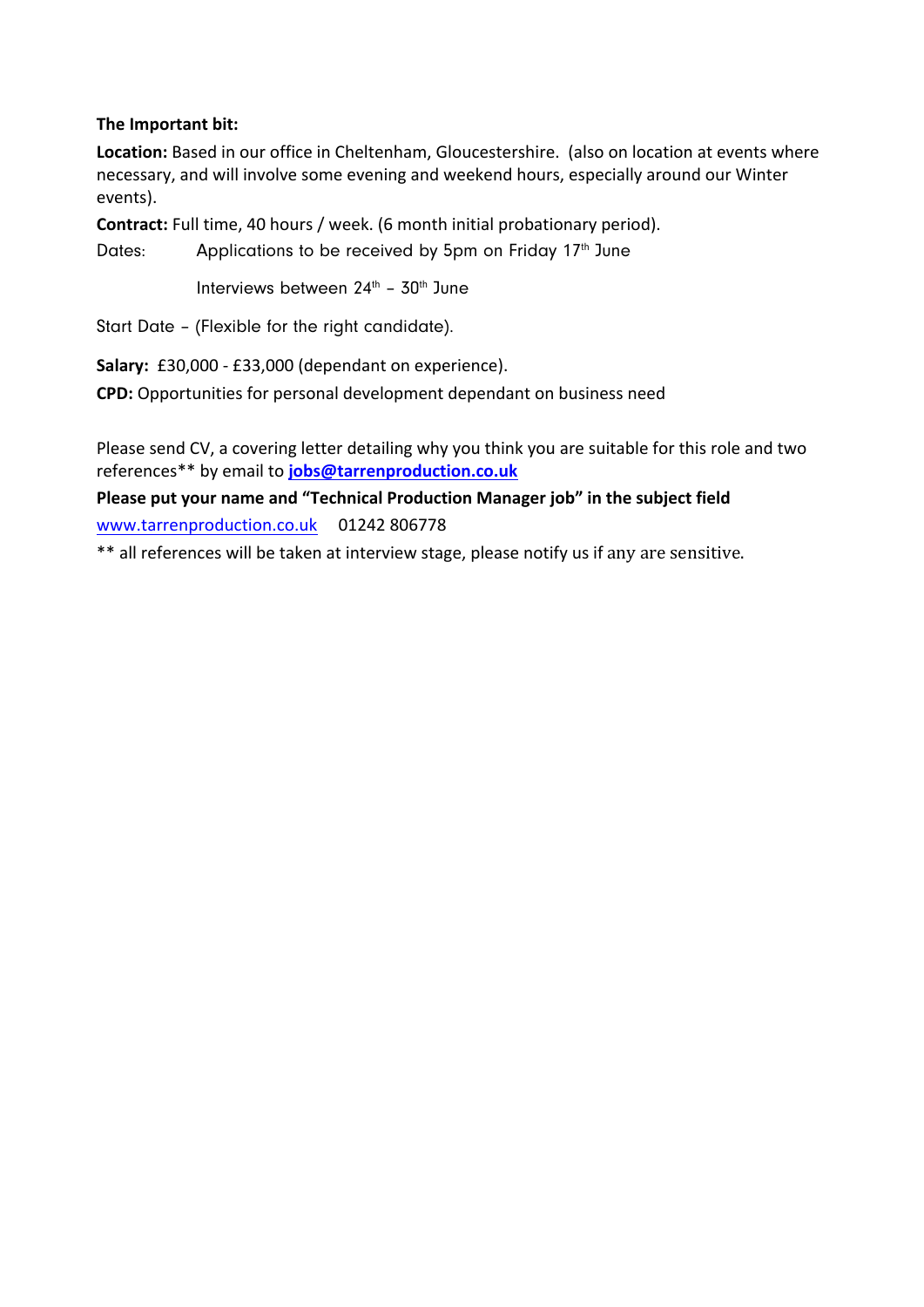**The Important bit:**

**Location:** Based in our office in Cheltenham, Gloucestershire. (also on location at events where necessary, and will involve some evening and weekend hours, especially around our Winter events).

**Contract:** Full time, 40 hours / week. (6 month initial probationary period).

Dates: Applications to be received by 5pm on Friday 17th June

Interviews between 24th – 30th June

Start Date – (Flexible for the right candidate).

**Salary:** £30,000 - £33,000 (dependant on experience).

**CPD:** Opportunities for personal development dependant on business need

Please send CV, a covering letter detailing why you think you are suitable for this role and two references** by email to **jobs@tarrenproduction.co.uk**

**Please put your name and "Technical Production Manager job" in the subject field**

www.tarrenproduction.co.uk 01242 806778

** all references will be taken at interview stage, please notify us if any are sensitive.